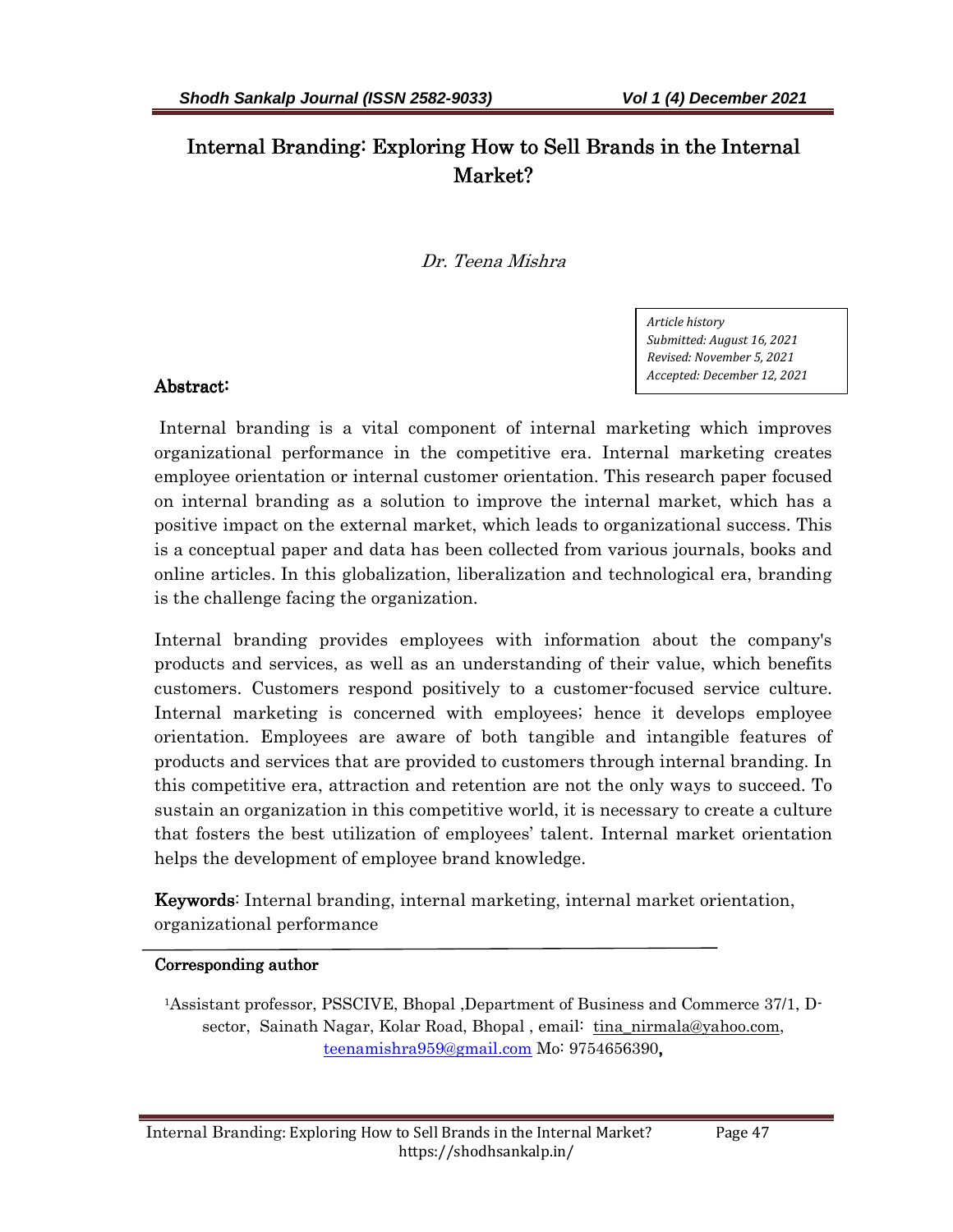# Internal Branding: Exploring How to Sell Brands in the Internal Market?

*Dr. Teena Mishra*

*Article history*
*Submitted: August 16, 2021*
*Revised: November 5, 2021*
*Accepted: December 12, 2021*

## Abstract:

Internal branding is a vital component of internal marketing which improves organizational performance in the competitive era. Internal marketing creates employee orientation or internal customer orientation. This research paper focused on internal branding as a solution to improve the internal market, which has a positive impact on the external market, which leads to organizational success. This is a conceptual paper and data has been collected from various journals, books and online articles. In this globalization, liberalization and technological era, branding is the challenge facing the organization.

Internal branding provides employees with information about the company's products and services, as well as an understanding of their value, which benefits customers. Customers respond positively to a customer-focused service culture. Internal marketing is concerned with employees; hence it develops employee orientation. Employees are aware of both tangible and intangible features of products and services that are provided to customers through internal branding. In this competitive era, attraction and retention are not the only ways to succeed. To sustain an organization in this competitive world, it is necessary to create a culture that fosters the best utilization of employees' talent. Internal market orientation helps the development of employee brand knowledge.

**Keywords**: Internal branding, internal marketing, internal market orientation, organizational performance

---

**Corresponding author**

[1]Assistant professor, PSSCIVE, Bhopal ,Department of Business and Commerce 37/1, D-sector, Sainath Nagar, Kolar Road, Bhopal , email: tina_nirmala@yahoo.com, teenamishra959@gmail.com Mo: 9754656390,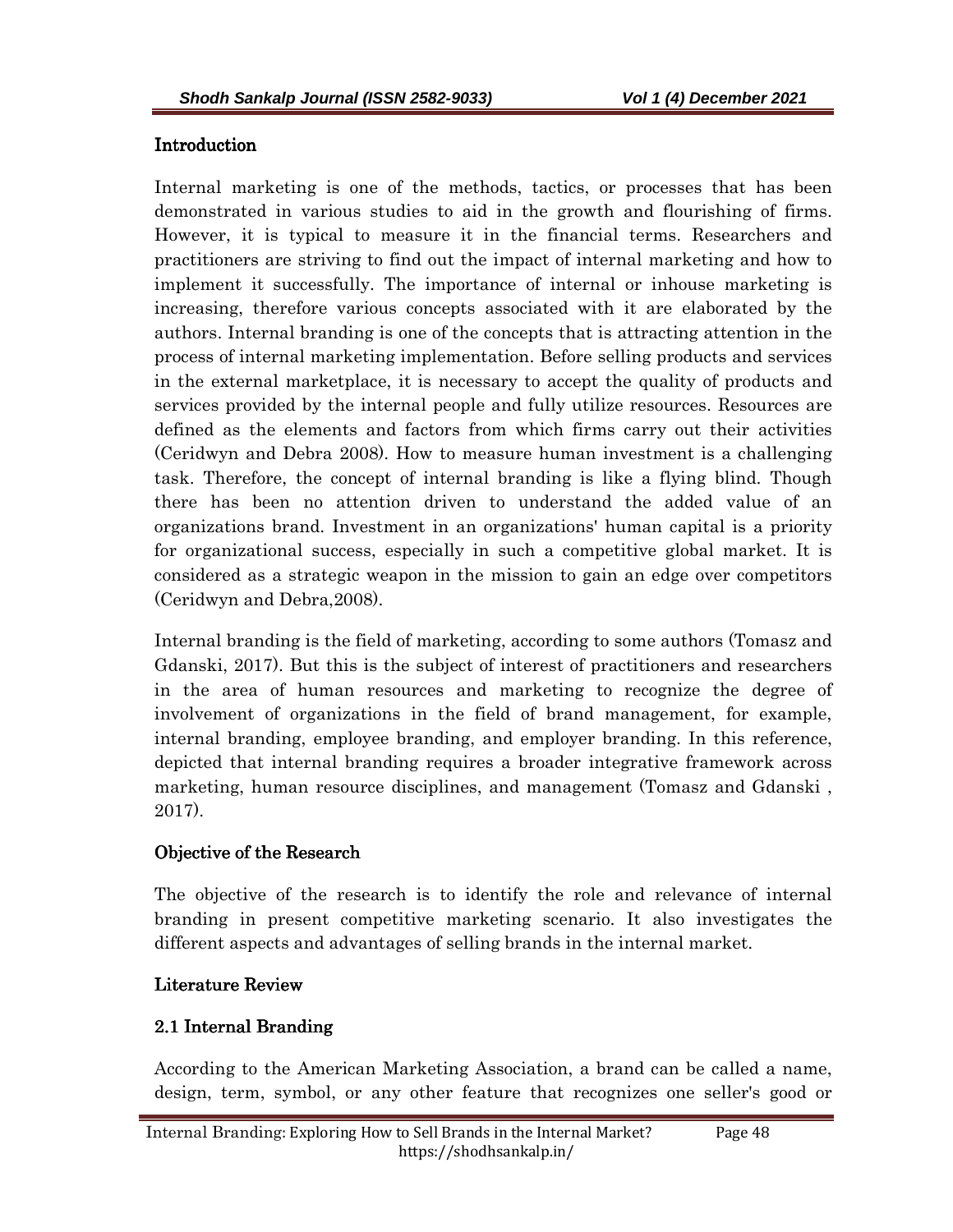## Introduction

Internal marketing is one of the methods, tactics, or processes that has been demonstrated in various studies to aid in the growth and flourishing of firms. However, it is typical to measure it in the financial terms. Researchers and practitioners are striving to find out the impact of internal marketing and how to implement it successfully. The importance of internal or inhouse marketing is increasing, therefore various concepts associated with it are elaborated by the authors. Internal branding is one of the concepts that is attracting attention in the process of internal marketing implementation. Before selling products and services in the external marketplace, it is necessary to accept the quality of products and services provided by the internal people and fully utilize resources. Resources are defined as the elements and factors from which firms carry out their activities (Ceridwyn and Debra 2008). How to measure human investment is a challenging task. Therefore, the concept of internal branding is like a flying blind. Though there has been no attention driven to understand the added value of an organizations brand. Investment in an organizations' human capital is a priority for organizational success, especially in such a competitive global market. It is considered as a strategic weapon in the mission to gain an edge over competitors (Ceridwyn and Debra,2008).

Internal branding is the field of marketing, according to some authors (Tomasz and Gdanski, 2017). But this is the subject of interest of practitioners and researchers in the area of human resources and marketing to recognize the degree of involvement of organizations in the field of brand management, for example, internal branding, employee branding, and employer branding. In this reference, depicted that internal branding requires a broader integrative framework across marketing, human resource disciplines, and management (Tomasz and Gdanski , 2017).

## Objective of the Research

The objective of the research is to identify the role and relevance of internal branding in present competitive marketing scenario. It also investigates the different aspects and advantages of selling brands in the internal market.

## Literature Review

### 2.1 Internal Branding

According to the American Marketing Association, a brand can be called a name, design, term, symbol, or any other feature that recognizes one seller's good or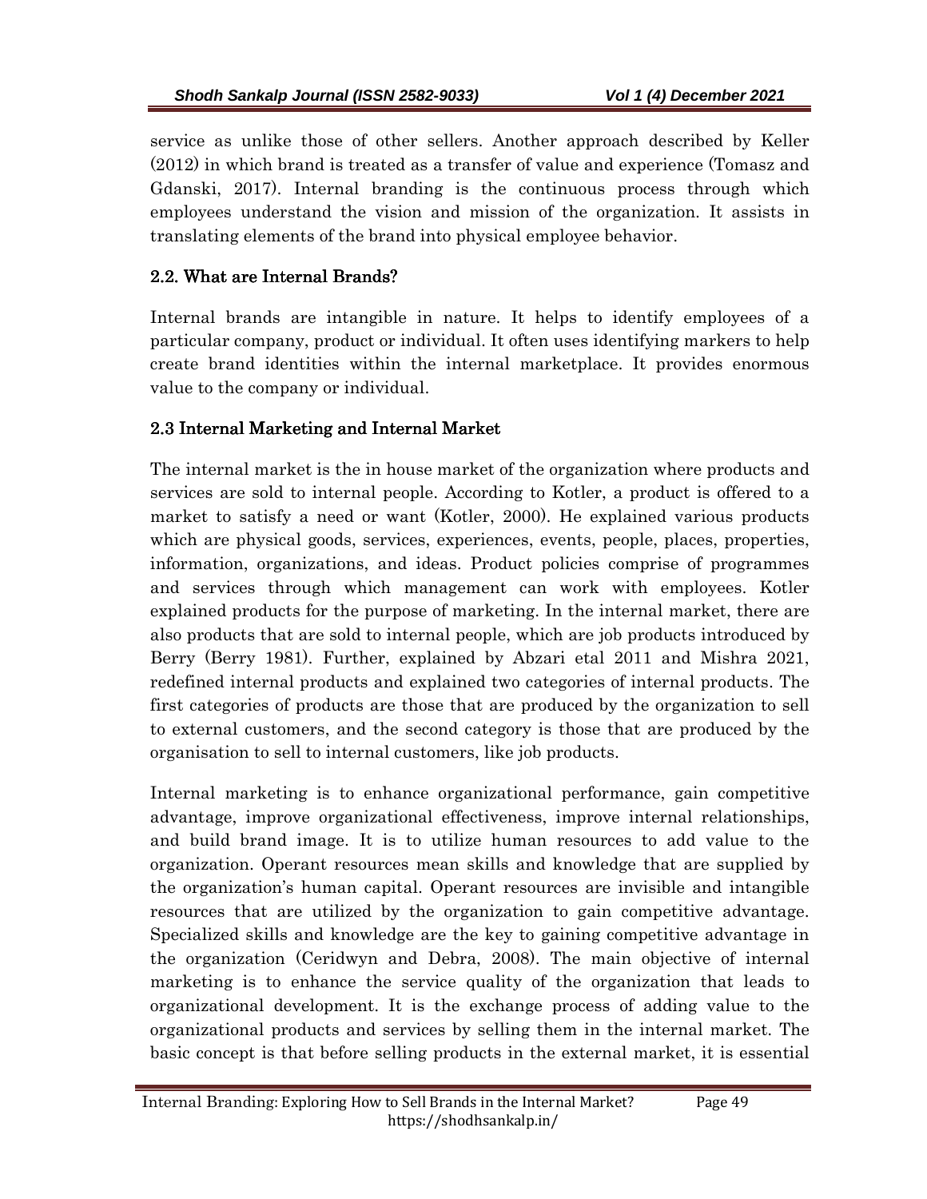service as unlike those of other sellers. Another approach described by Keller (2012) in which brand is treated as a transfer of value and experience (Tomasz and Gdanski, 2017). Internal branding is the continuous process through which employees understand the vision and mission of the organization. It assists in translating elements of the brand into physical employee behavior.

## 2.2. What are Internal Brands?

Internal brands are intangible in nature. It helps to identify employees of a particular company, product or individual. It often uses identifying markers to help create brand identities within the internal marketplace. It provides enormous value to the company or individual.

## 2.3 Internal Marketing and Internal Market

The internal market is the in house market of the organization where products and services are sold to internal people. According to Kotler, a product is offered to a market to satisfy a need or want (Kotler, 2000). He explained various products which are physical goods, services, experiences, events, people, places, properties, information, organizations, and ideas. Product policies comprise of programmes and services through which management can work with employees. Kotler explained products for the purpose of marketing. In the internal market, there are also products that are sold to internal people, which are job products introduced by Berry (Berry 1981). Further, explained by Abzari etal 2011 and Mishra 2021, redefined internal products and explained two categories of internal products. The first categories of products are those that are produced by the organization to sell to external customers, and the second category is those that are produced by the organisation to sell to internal customers, like job products.

Internal marketing is to enhance organizational performance, gain competitive advantage, improve organizational effectiveness, improve internal relationships, and build brand image. It is to utilize human resources to add value to the organization. Operant resources mean skills and knowledge that are supplied by the organization's human capital. Operant resources are invisible and intangible resources that are utilized by the organization to gain competitive advantage. Specialized skills and knowledge are the key to gaining competitive advantage in the organization (Ceridwyn and Debra, 2008). The main objective of internal marketing is to enhance the service quality of the organization that leads to organizational development. It is the exchange process of adding value to the organizational products and services by selling them in the internal market. The basic concept is that before selling products in the external market, it is essential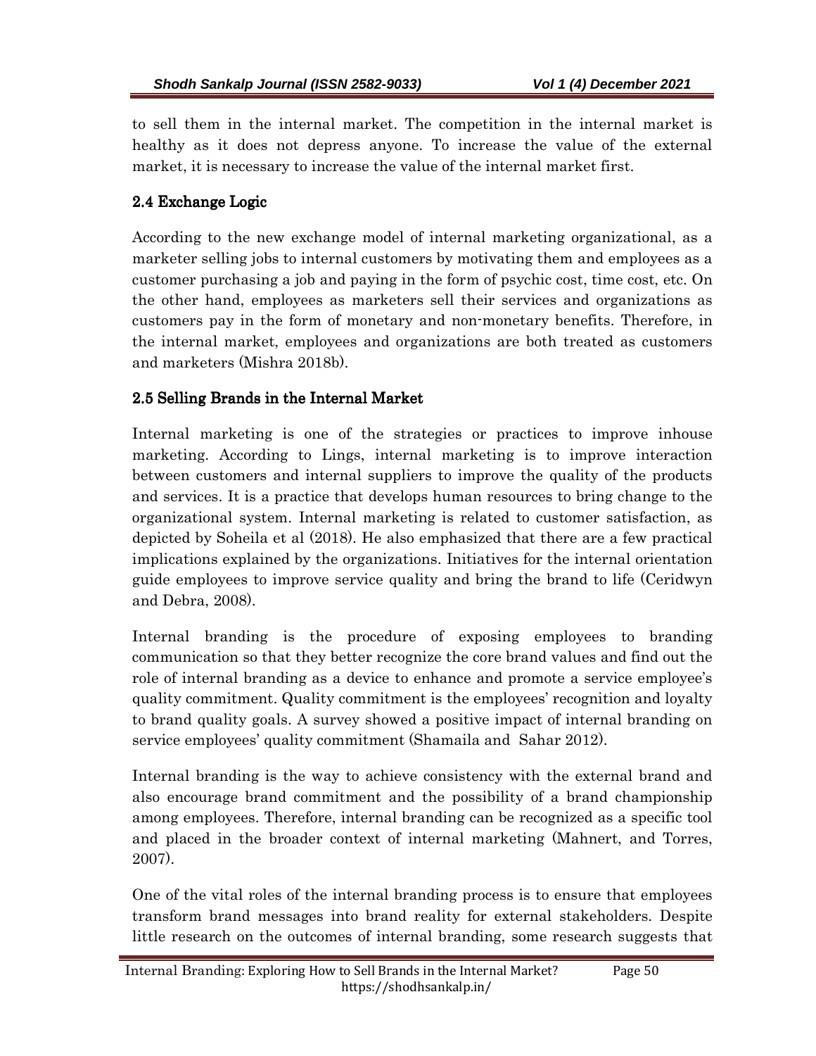to sell them in the internal market. The competition in the internal market is healthy as it does not depress anyone. To increase the value of the external market, it is necessary to increase the value of the internal market first.

### 2.4 Exchange Logic

According to the new exchange model of internal marketing organizational, as a marketer selling jobs to internal customers by motivating them and employees as a customer purchasing a job and paying in the form of psychic cost, time cost, etc. On the other hand, employees as marketers sell their services and organizations as customers pay in the form of monetary and non-monetary benefits. Therefore, in the internal market, employees and organizations are both treated as customers and marketers (Mishra 2018b).

### 2.5 Selling Brands in the Internal Market

Internal marketing is one of the strategies or practices to improve inhouse marketing. According to Lings, internal marketing is to improve interaction between customers and internal suppliers to improve the quality of the products and services. It is a practice that develops human resources to bring change to the organizational system. Internal marketing is related to customer satisfaction, as depicted by Soheila et al (2018). He also emphasized that there are a few practical implications explained by the organizations. Initiatives for the internal orientation guide employees to improve service quality and bring the brand to life (Ceridwyn and Debra, 2008).

Internal branding is the procedure of exposing employees to branding communication so that they better recognize the core brand values and find out the role of internal branding as a device to enhance and promote a service employee's quality commitment. Quality commitment is the employees' recognition and loyalty to brand quality goals. A survey showed a positive impact of internal branding on service employees' quality commitment (Shamaila and Sahar 2012).

Internal branding is the way to achieve consistency with the external brand and also encourage brand commitment and the possibility of a brand championship among employees. Therefore, internal branding can be recognized as a specific tool and placed in the broader context of internal marketing (Mahnert, and Torres, 2007).

One of the vital roles of the internal branding process is to ensure that employees transform brand messages into brand reality for external stakeholders. Despite little research on the outcomes of internal branding, some research suggests that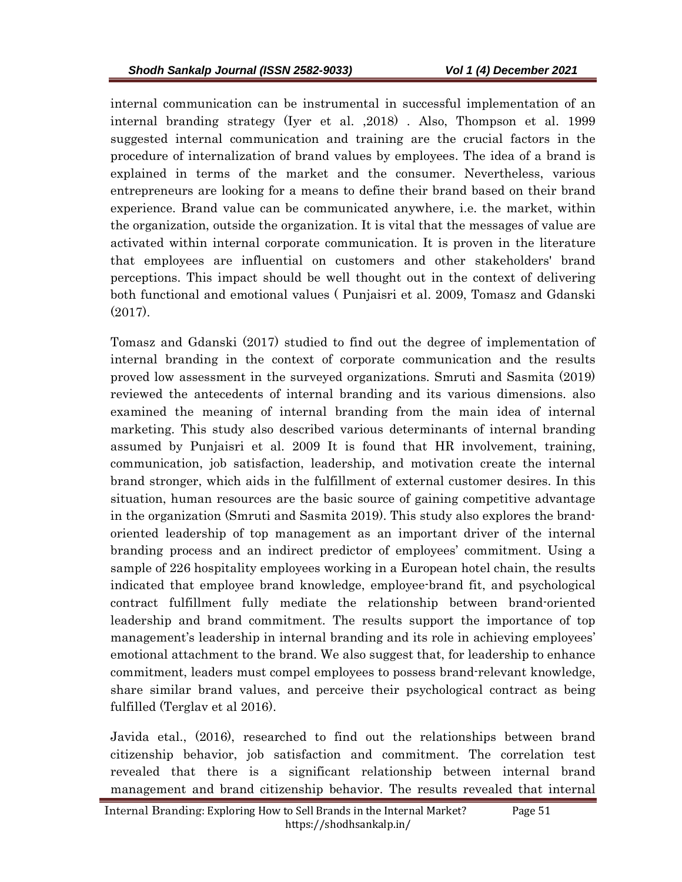internal communication can be instrumental in successful implementation of an internal branding strategy (Iyer et al. ,2018) . Also, Thompson et al. 1999 suggested internal communication and training are the crucial factors in the procedure of internalization of brand values by employees. The idea of a brand is explained in terms of the market and the consumer. Nevertheless, various entrepreneurs are looking for a means to define their brand based on their brand experience. Brand value can be communicated anywhere, i.e. the market, within the organization, outside the organization. It is vital that the messages of value are activated within internal corporate communication. It is proven in the literature that employees are influential on customers and other stakeholders' brand perceptions. This impact should be well thought out in the context of delivering both functional and emotional values ( Punjaisri et al. 2009, Tomasz and Gdanski (2017).

Tomasz and Gdanski (2017) studied to find out the degree of implementation of internal branding in the context of corporate communication and the results proved low assessment in the surveyed organizations. Smruti and Sasmita (2019) reviewed the antecedents of internal branding and its various dimensions. also examined the meaning of internal branding from the main idea of internal marketing. This study also described various determinants of internal branding assumed by Punjaisri et al. 2009 It is found that HR involvement, training, communication, job satisfaction, leadership, and motivation create the internal brand stronger, which aids in the fulfillment of external customer desires. In this situation, human resources are the basic source of gaining competitive advantage in the organization (Smruti and Sasmita 2019). This study also explores the brand-oriented leadership of top management as an important driver of the internal branding process and an indirect predictor of employees' commitment. Using a sample of 226 hospitality employees working in a European hotel chain, the results indicated that employee brand knowledge, employee-brand fit, and psychological contract fulfillment fully mediate the relationship between brand-oriented leadership and brand commitment. The results support the importance of top management's leadership in internal branding and its role in achieving employees' emotional attachment to the brand. We also suggest that, for leadership to enhance commitment, leaders must compel employees to possess brand-relevant knowledge, share similar brand values, and perceive their psychological contract as being fulfilled (Terglav et al 2016).

Javida etal., (2016), researched to find out the relationships between brand citizenship behavior, job satisfaction and commitment. The correlation test revealed that there is a significant relationship between internal brand management and brand citizenship behavior. The results revealed that internal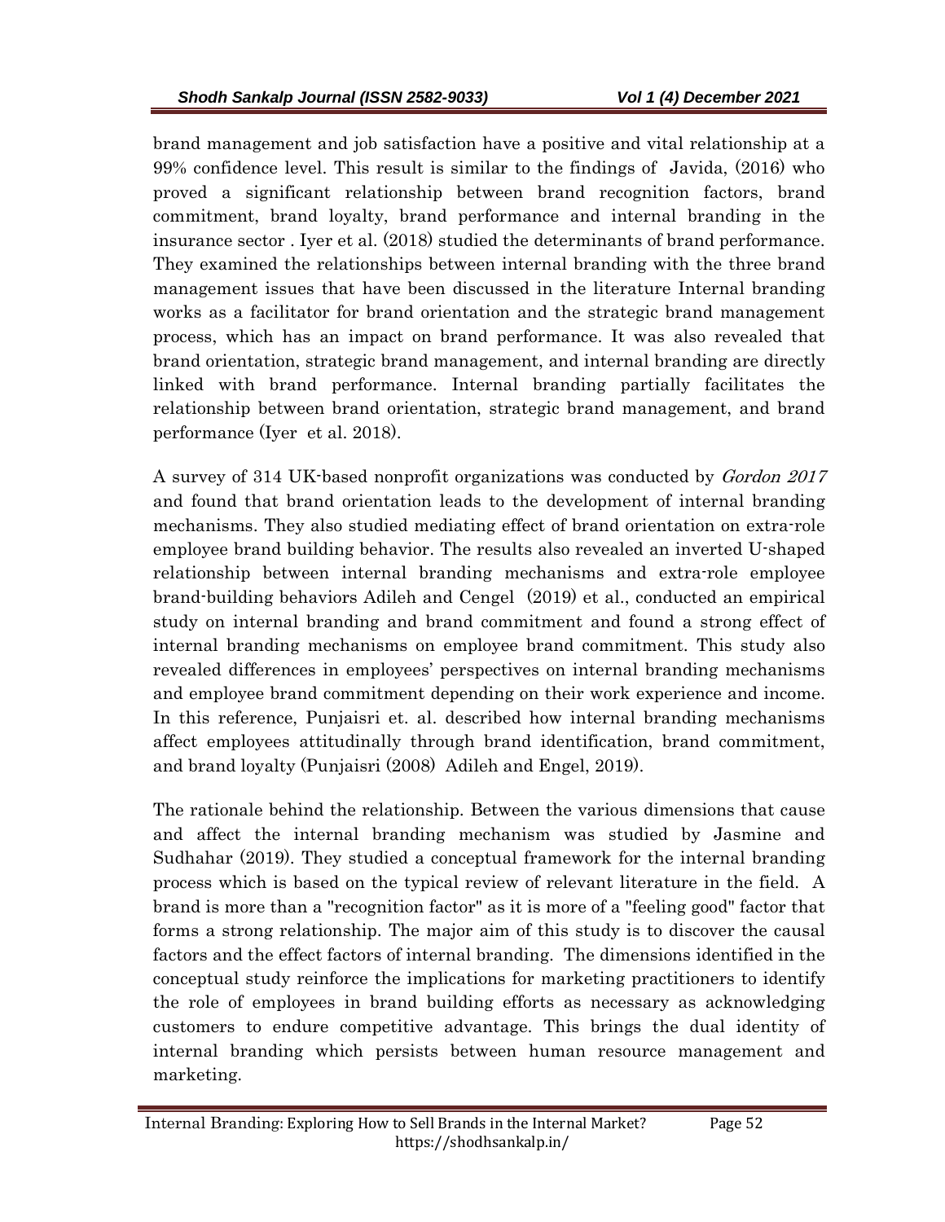brand management and job satisfaction have a positive and vital relationship at a 99% confidence level. This result is similar to the findings of Javida, (2016) who proved a significant relationship between brand recognition factors, brand commitment, brand loyalty, brand performance and internal branding in the insurance sector . Iyer et al. (2018) studied the determinants of brand performance. They examined the relationships between internal branding with the three brand management issues that have been discussed in the literature Internal branding works as a facilitator for brand orientation and the strategic brand management process, which has an impact on brand performance. It was also revealed that brand orientation, strategic brand management, and internal branding are directly linked with brand performance. Internal branding partially facilitates the relationship between brand orientation, strategic brand management, and brand performance (Iyer et al. 2018).

A survey of 314 UK-based nonprofit organizations was conducted by *Gordon 2017* and found that brand orientation leads to the development of internal branding mechanisms. They also studied mediating effect of brand orientation on extra-role employee brand building behavior. The results also revealed an inverted U-shaped relationship between internal branding mechanisms and extra-role employee brand-building behaviors Adileh and Cengel (2019) et al., conducted an empirical study on internal branding and brand commitment and found a strong effect of internal branding mechanisms on employee brand commitment. This study also revealed differences in employees' perspectives on internal branding mechanisms and employee brand commitment depending on their work experience and income. In this reference, Punjaisri et. al. described how internal branding mechanisms affect employees attitudinally through brand identification, brand commitment, and brand loyalty (Punjaisri (2008) Adileh and Engel, 2019).

The rationale behind the relationship. Between the various dimensions that cause and affect the internal branding mechanism was studied by Jasmine and Sudhahar (2019). They studied a conceptual framework for the internal branding process which is based on the typical review of relevant literature in the field. A brand is more than a "recognition factor" as it is more of a "feeling good" factor that forms a strong relationship. The major aim of this study is to discover the causal factors and the effect factors of internal branding. The dimensions identified in the conceptual study reinforce the implications for marketing practitioners to identify the role of employees in brand building efforts as necessary as acknowledging customers to endure competitive advantage. This brings the dual identity of internal branding which persists between human resource management and marketing.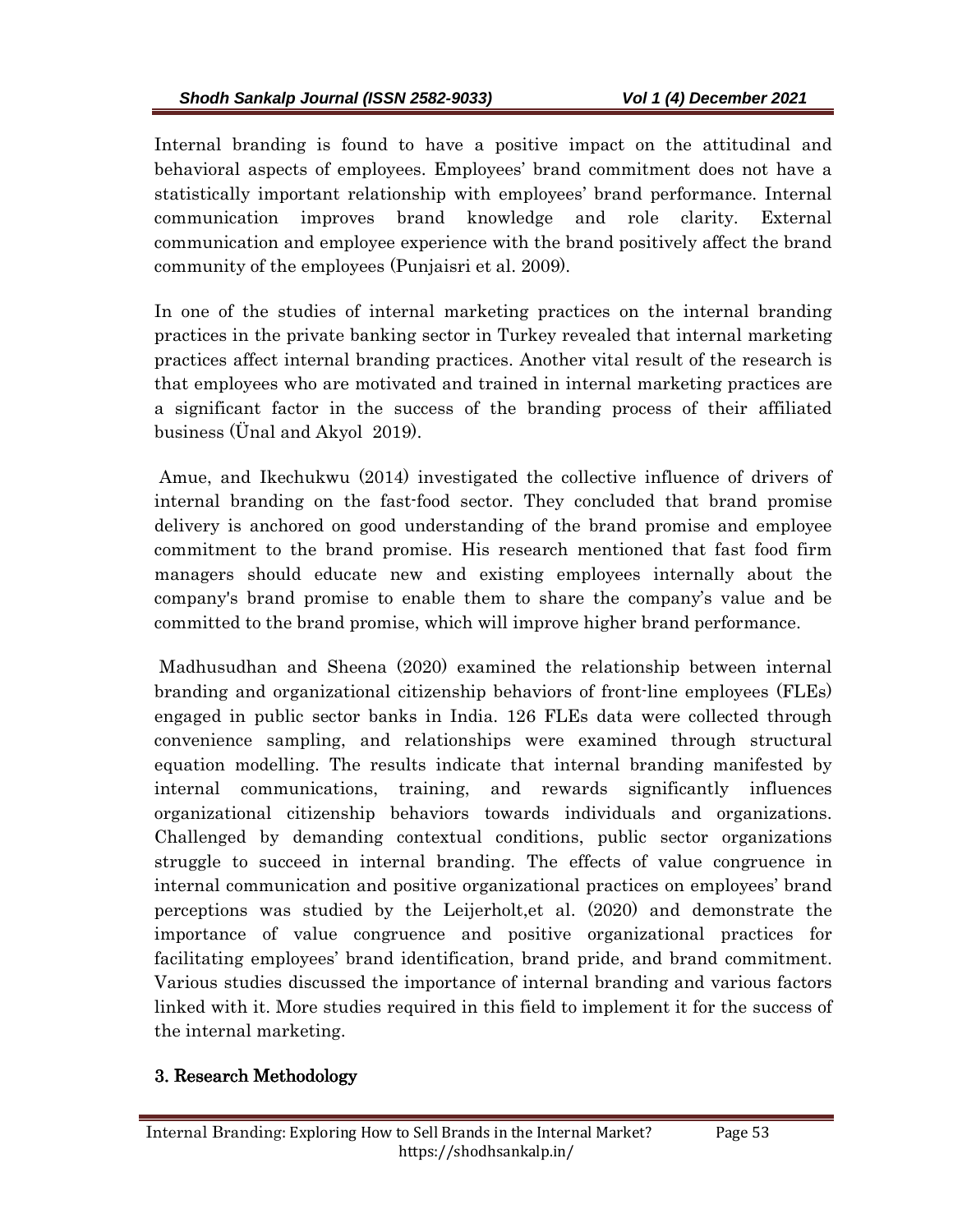Internal branding is found to have a positive impact on the attitudinal and behavioral aspects of employees. Employees' brand commitment does not have a statistically important relationship with employees' brand performance. Internal communication improves brand knowledge and role clarity. External communication and employee experience with the brand positively affect the brand community of the employees (Punjaisri et al. 2009).

In one of the studies of internal marketing practices on the internal branding practices in the private banking sector in Turkey revealed that internal marketing practices affect internal branding practices. Another vital result of the research is that employees who are motivated and trained in internal marketing practices are a significant factor in the success of the branding process of their affiliated business (Ünal and Akyol 2019).

Amue, and Ikechukwu (2014) investigated the collective influence of drivers of internal branding on the fast-food sector. They concluded that brand promise delivery is anchored on good understanding of the brand promise and employee commitment to the brand promise. His research mentioned that fast food firm managers should educate new and existing employees internally about the company's brand promise to enable them to share the company's value and be committed to the brand promise, which will improve higher brand performance.

Madhusudhan and Sheena (2020) examined the relationship between internal branding and organizational citizenship behaviors of front-line employees (FLEs) engaged in public sector banks in India. 126 FLEs data were collected through convenience sampling, and relationships were examined through structural equation modelling. The results indicate that internal branding manifested by internal communications, training, and rewards significantly influences organizational citizenship behaviors towards individuals and organizations. Challenged by demanding contextual conditions, public sector organizations struggle to succeed in internal branding. The effects of value congruence in internal communication and positive organizational practices on employees' brand perceptions was studied by the Leijerholt,et al. (2020) and demonstrate the importance of value congruence and positive organizational practices for facilitating employees' brand identification, brand pride, and brand commitment. Various studies discussed the importance of internal branding and various factors linked with it. More studies required in this field to implement it for the success of the internal marketing.

## 3. Research Methodology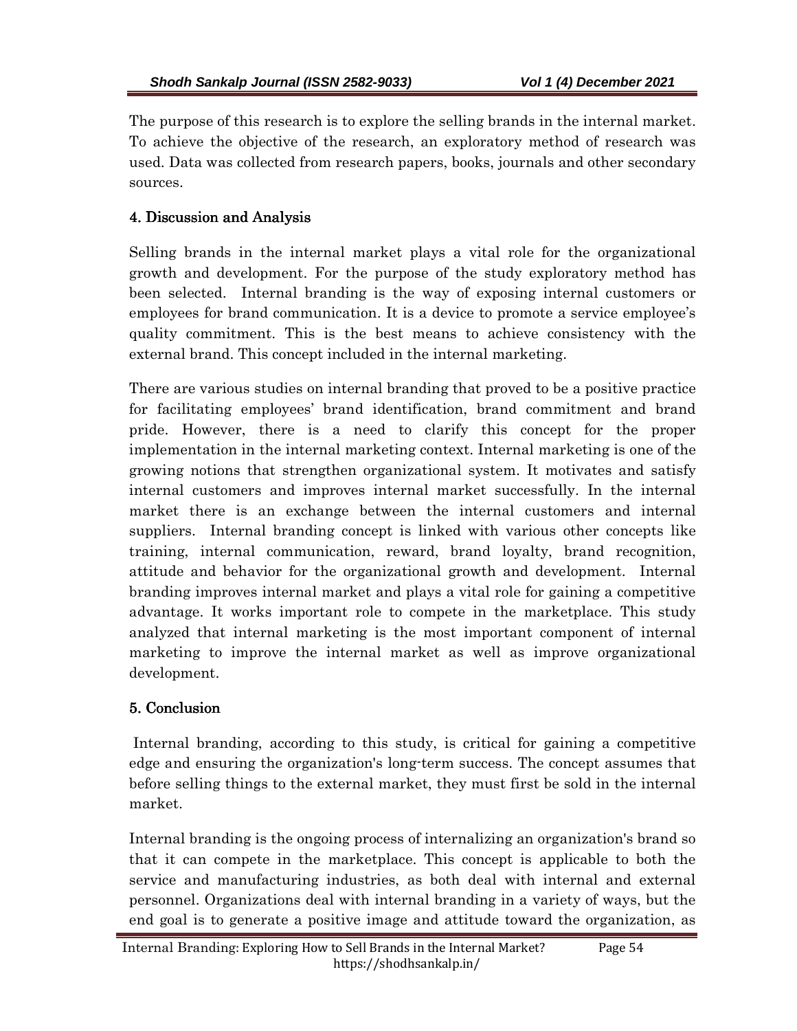The purpose of this research is to explore the selling brands in the internal market. To achieve the objective of the research, an exploratory method of research was used. Data was collected from research papers, books, journals and other secondary sources.

## 4. Discussion and Analysis

Selling brands in the internal market plays a vital role for the organizational growth and development. For the purpose of the study exploratory method has been selected. Internal branding is the way of exposing internal customers or employees for brand communication. It is a device to promote a service employee's quality commitment. This is the best means to achieve consistency with the external brand. This concept included in the internal marketing.

There are various studies on internal branding that proved to be a positive practice for facilitating employees' brand identification, brand commitment and brand pride. However, there is a need to clarify this concept for the proper implementation in the internal marketing context. Internal marketing is one of the growing notions that strengthen organizational system. It motivates and satisfy internal customers and improves internal market successfully. In the internal market there is an exchange between the internal customers and internal suppliers. Internal branding concept is linked with various other concepts like training, internal communication, reward, brand loyalty, brand recognition, attitude and behavior for the organizational growth and development. Internal branding improves internal market and plays a vital role for gaining a competitive advantage. It works important role to compete in the marketplace. This study analyzed that internal marketing is the most important component of internal marketing to improve the internal market as well as improve organizational development.

## 5. Conclusion

Internal branding, according to this study, is critical for gaining a competitive edge and ensuring the organization's long-term success. The concept assumes that before selling things to the external market, they must first be sold in the internal market.

Internal branding is the ongoing process of internalizing an organization's brand so that it can compete in the marketplace. This concept is applicable to both the service and manufacturing industries, as both deal with internal and external personnel. Organizations deal with internal branding in a variety of ways, but the end goal is to generate a positive image and attitude toward the organization, as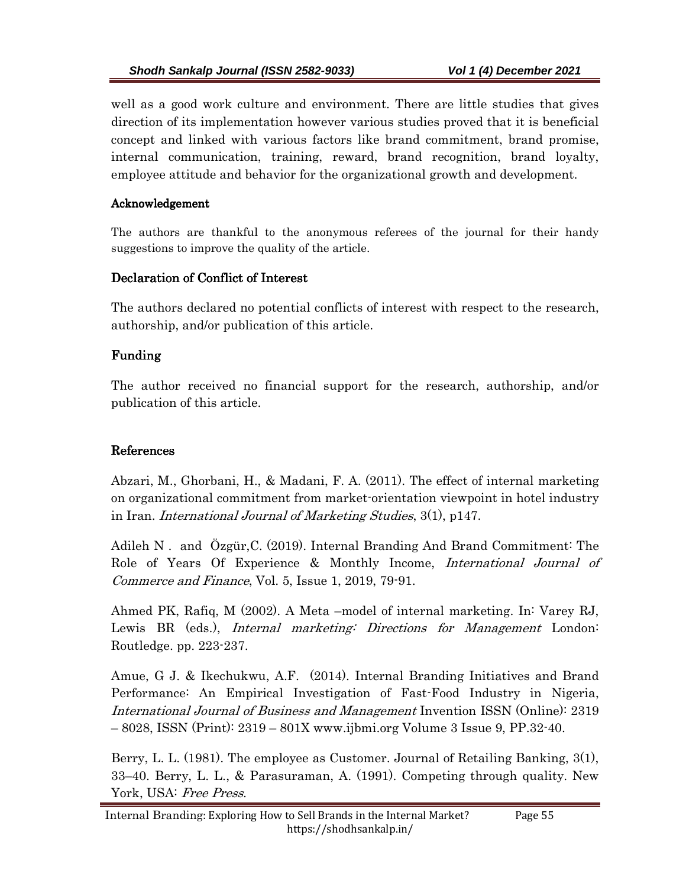well as a good work culture and environment. There are little studies that gives direction of its implementation however various studies proved that it is beneficial concept and linked with various factors like brand commitment, brand promise, internal communication, training, reward, brand recognition, brand loyalty, employee attitude and behavior for the organizational growth and development.

## Acknowledgement

The authors are thankful to the anonymous referees of the journal for their handy suggestions to improve the quality of the article.

## Declaration of Conflict of Interest

The authors declared no potential conflicts of interest with respect to the research, authorship, and/or publication of this article.

## Funding

The author received no financial support for the research, authorship, and/or publication of this article.

## References

Abzari, M., Ghorbani, H., & Madani, F. A. (2011). The effect of internal marketing on organizational commitment from market-orientation viewpoint in hotel industry in Iran. *International Journal of Marketing Studies*, 3(1), p147.

Adileh N . and Özgür,C. (2019). Internal Branding And Brand Commitment: The Role of Years Of Experience & Monthly Income, *International Journal of Commerce and Finance*, Vol. 5, Issue 1, 2019, 79-91.

Ahmed PK, Rafiq, M (2002). A Meta –model of internal marketing. In: Varey RJ, Lewis BR (eds.), *Internal marketing: Directions for Management* London: Routledge. pp. 223-237.

Amue, G J. & Ikechukwu, A.F. (2014). Internal Branding Initiatives and Brand Performance: An Empirical Investigation of Fast-Food Industry in Nigeria, *International Journal of Business and Management* Invention ISSN (Online): 2319 – 8028, ISSN (Print): 2319 – 801X www.ijbmi.org Volume 3 Issue 9, PP.32-40.

Berry, L. L. (1981). The employee as Customer. Journal of Retailing Banking, 3(1), 33–40. Berry, L. L., & Parasuraman, A. (1991). Competing through quality. New York, USA: *Free Press*.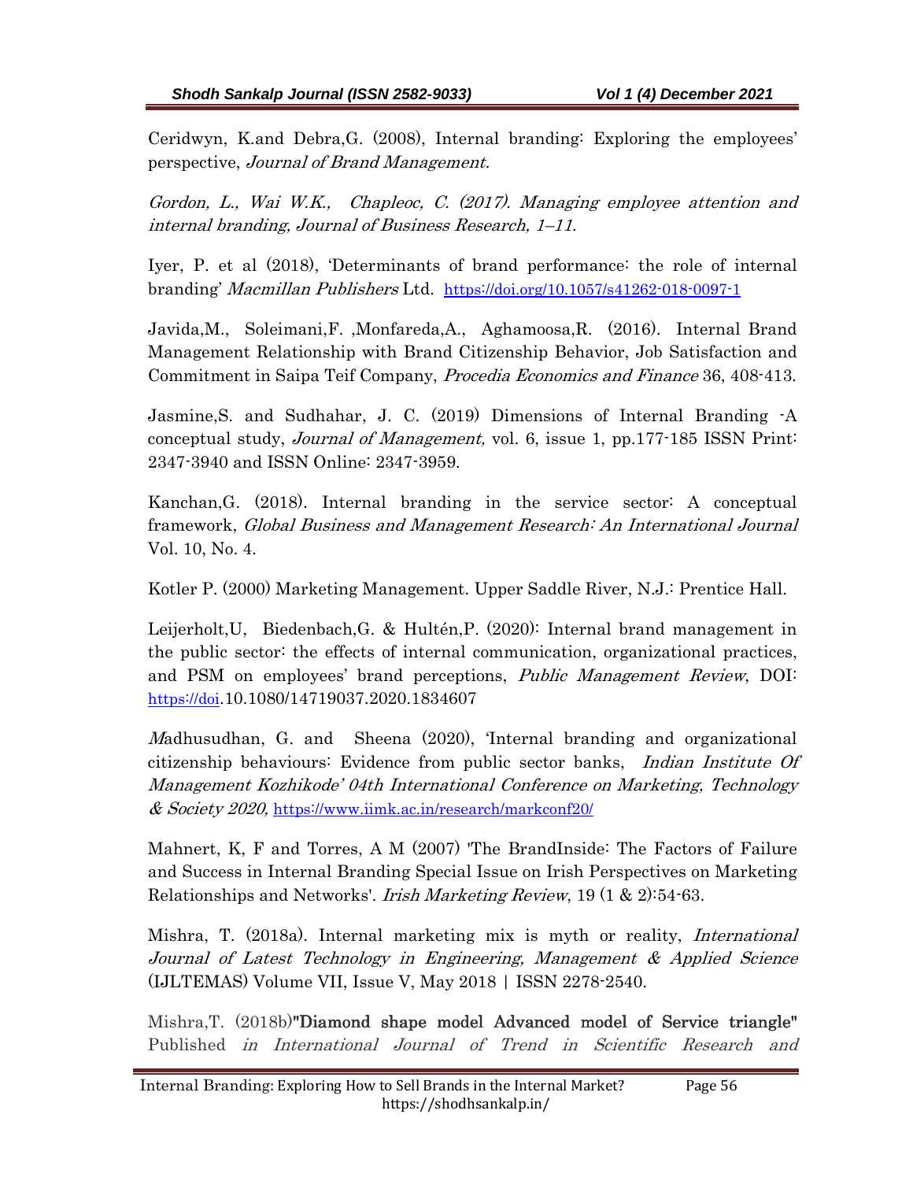Ceridwyn, K.and Debra,G. (2008), Internal branding: Exploring the employees' perspective, *Journal of Brand Management.*

*Gordon, L., Wai W.K., Chapleoc, C. (2017). Managing employee attention and internal branding, Journal of Business Research, 1–11.*

Iyer, P. et al (2018), 'Determinants of brand performance: the role of internal branding' *Macmillan Publishers* Ltd. https://doi.org/10.1057/s41262-018-0097-1

Javida,M., Soleimani,F. ,Monfareda,A., Aghamoosa,R. (2016). Internal Brand Management Relationship with Brand Citizenship Behavior, Job Satisfaction and Commitment in Saipa Teif Company, *Procedia Economics and Finance* 36, 408-413.

Jasmine,S. and Sudhahar, J. C. (2019) Dimensions of Internal Branding -A conceptual study, *Journal of Management,* vol. 6, issue 1, pp.177-185 ISSN Print: 2347-3940 and ISSN Online: 2347-3959.

Kanchan,G. (2018). Internal branding in the service sector: A conceptual framework, *Global Business and Management Research: An International Journal* Vol. 10, No. 4.

Kotler P. (2000) Marketing Management. Upper Saddle River, N.J.: Prentice Hall.

Leijerholt,U, Biedenbach,G. & Hultén,P. (2020): Internal brand management in the public sector: the effects of internal communication, organizational practices, and PSM on employees' brand perceptions, *Public Management Review*, DOI: https://doi.10.1080/14719037.2020.1834607

*M*adhusudhan, G. and Sheena (2020), 'Internal branding and organizational citizenship behaviours: Evidence from public sector banks, *Indian Institute Of Management Kozhikode' 04th International Conference on Marketing, Technology & Society 2020,* https://www.iimk.ac.in/research/markconf20/

Mahnert, K, F and Torres, A M (2007) 'The BrandInside: The Factors of Failure and Success in Internal Branding Special Issue on Irish Perspectives on Marketing Relationships and Networks'. *Irish Marketing Review*, 19 (1 & 2):54-63.

Mishra, T. (2018a). Internal marketing mix is myth or reality, *International Journal of Latest Technology in Engineering, Management & Applied Science* (IJLTEMAS) Volume VII, Issue V, May 2018 | ISSN 2278-2540.

Mishra,T. (2018b)**"Diamond shape model Advanced model of Service triangle"** Published *in International Journal of Trend in Scientific Research and*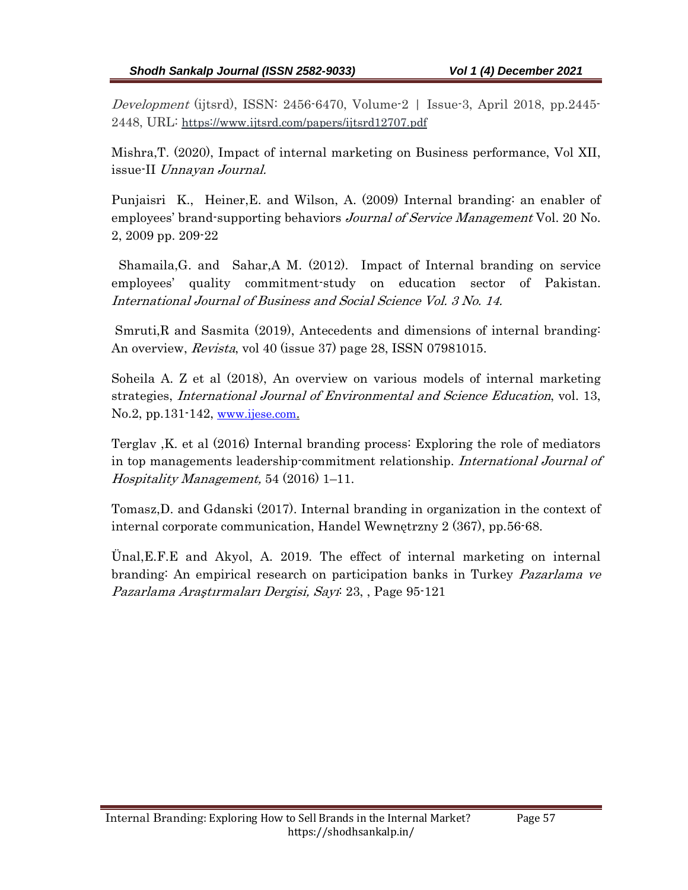*Development* (ijtsrd), ISSN: 2456-6470, Volume-2 | Issue-3, April 2018, pp.2445-2448, URL: https://www.ijtsrd.com/papers/ijtsrd12707.pdf

Mishra,T. (2020), Impact of internal marketing on Business performance, Vol XII, issue-II *Unnayan Journal.*

Punjaisri K., Heiner,E. and Wilson, A. (2009) Internal branding: an enabler of employees' brand-supporting behaviors *Journal of Service Management* Vol. 20 No. 2, 2009 pp. 209-22

Shamaila,G. and Sahar,A M. (2012). Impact of Internal branding on service employees' quality commitment-study on education sector of Pakistan. *International Journal of Business and Social Science Vol. 3 No. 14.*

Smruti,R and Sasmita (2019), Antecedents and dimensions of internal branding: An overview, *Revista*, vol 40 (issue 37) page 28, ISSN 07981015.

Soheila A. Z et al (2018), An overview on various models of internal marketing strategies, *International Journal of Environmental and Science Education*, vol. 13, No.2, pp.131-142, www.ijese.com.

Terglav ,K. et al (2016) Internal branding process: Exploring the role of mediators in top managements leadership-commitment relationship. *International Journal of Hospitality Management,* 54 (2016) 1–11.

Tomasz,D. and Gdanski (2017). Internal branding in organization in the context of internal corporate communication, Handel Wewnętrzny 2 (367), pp.56-68.

Ünal,E.F.E and Akyol, A. 2019. The effect of internal marketing on internal branding: An empirical research on participation banks in Turkey *Pazarlama ve Pazarlama Araştırmaları Dergisi, Sayı*: 23, , Page 95-121